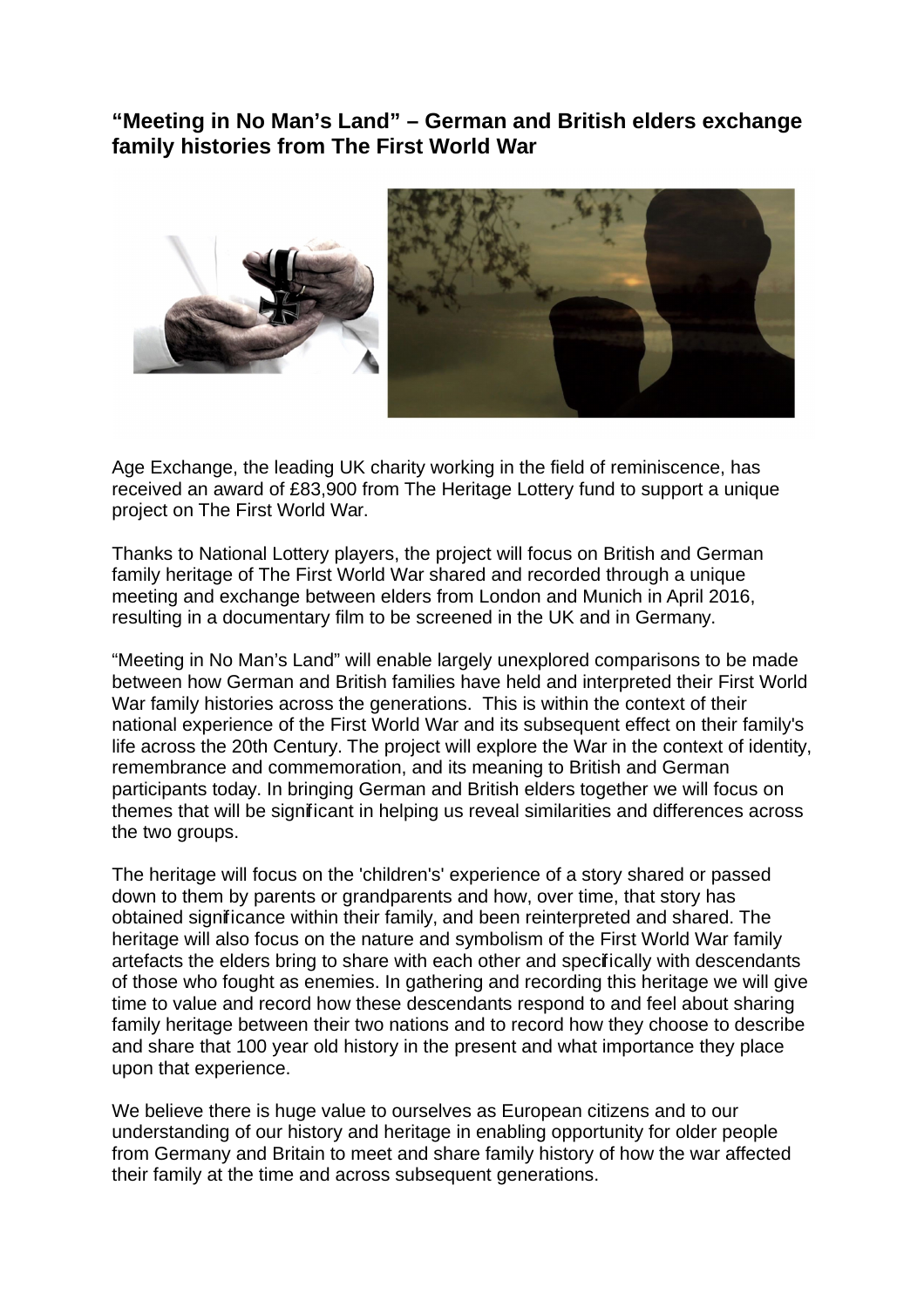**"Meeting in No Man's Land" – German and British elders exchange family histories from The First World War**

Age Exchange, the leading UK charity working in the field of reminiscence, has received an award of £83,900 from The Heritage Lottery fund to support a unique project on The First World War.

Thanks to National Lottery players, the project will focus on British and German family heritage of The First World War shared and recorded through a unique meeting and exchange between elders from London and Munich in April 2016, resulting in a documentary film to be screened in the UK and in Germany.

"Meeting in No Man's Land" will enable largely unexplored comparisons to be made between how German and British families have held and interpreted their First World War family histories across the generations. This is within the context of their national experience of the First World War and its subsequent effect on their family's life across the 20th Century. The project will explore the War in the context of identity, remembrance and commemoration, and its meaning to British and German participants today. In bringing German and British elders together we will focus on themes that will be significant in helping us reveal similarities and differences across the two groups.

The heritage will focus on the 'children's' experience of a story shared or passed down to them by parents or grandparents and how, over time, that story has obtained significance within their family, and been reinterpreted and shared. The heritage will also focus on the nature and symbolism of the First World War family artefacts the elders bring to share with each other and specifically with descendants of those who fought as enemies. In gathering and recording this heritage we will give time to value and record how these descendants respond to and feel about sharing family heritage between their two nations and to record how they choose to describe and share that 100 year old history in the present and what importance they place upon that experience.

We believe there is huge value to ourselves as European citizens and to our understanding of our history and heritage in enabling opportunity for older people from Germany and Britain to meet and share family history of how the war affected their family at the time and across subsequent generations.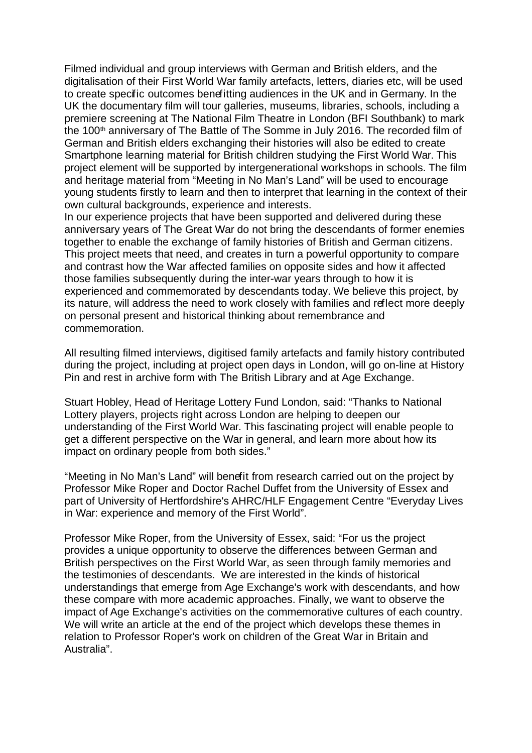Filmed individual and group interviews with German and British elders, and the digitalisation of their First World War family artefacts, letters, diaries etc, will be used to create specific outcomes benefitting audiences in the UK and in Germany. In the UK the documentary film will tour galleries, museums, libraries, schools, including a premiere screening at The National Film Theatre in London (BFI Southbank) to mark the 100th anniversary of The Battle of The Somme in July 2016. The recorded film of German and British elders exchanging their histories will also be edited to create Smartphone learning material for British children studying the First World War. This project element will be supported by intergenerational workshops in schools. The film and heritage material from "Meeting in No Man's Land" will be used to encourage young students firstly to learn and then to interpret that learning in the context of their own cultural backgrounds, experience and interests.
In our experience projects that have been supported and delivered during these anniversary years of The Great War do not bring the descendants of former enemies together to enable the exchange of family histories of British and German citizens. This project meets that need, and creates in turn a powerful opportunity to compare and contrast how the War affected families on opposite sides and how it affected those families subsequently during the inter-war years through to how it is experienced and commemorated by descendants today. We believe this project, by its nature, will address the need to work closely with families and reflect more deeply on personal present and historical thinking about remembrance and commemoration.

All resulting filmed interviews, digitised family artefacts and family history contributed during the project, including at project open days in London, will go on-line at History Pin and rest in archive form with The British Library and at Age Exchange.

Stuart Hobley, Head of Heritage Lottery Fund London, said: "Thanks to National Lottery players, projects right across London are helping to deepen our understanding of the First World War. This fascinating project will enable people to get a different perspective on the War in general, and learn more about how its impact on ordinary people from both sides."

"Meeting in No Man's Land" will benefit from research carried out on the project by Professor Mike Roper and Doctor Rachel Duffet from the University of Essex and part of University of Hertfordshire's AHRC/HLF Engagement Centre "Everyday Lives in War: experience and memory of the First World".

Professor Mike Roper, from the University of Essex, said: "For us the project provides a unique opportunity to observe the differences between German and British perspectives on the First World War, as seen through family memories and the testimonies of descendants. We are interested in the kinds of historical understandings that emerge from Age Exchange's work with descendants, and how these compare with more academic approaches. Finally, we want to observe the impact of Age Exchange's activities on the commemorative cultures of each country. We will write an article at the end of the project which develops these themes in relation to Professor Roper's work on children of the Great War in Britain and Australia".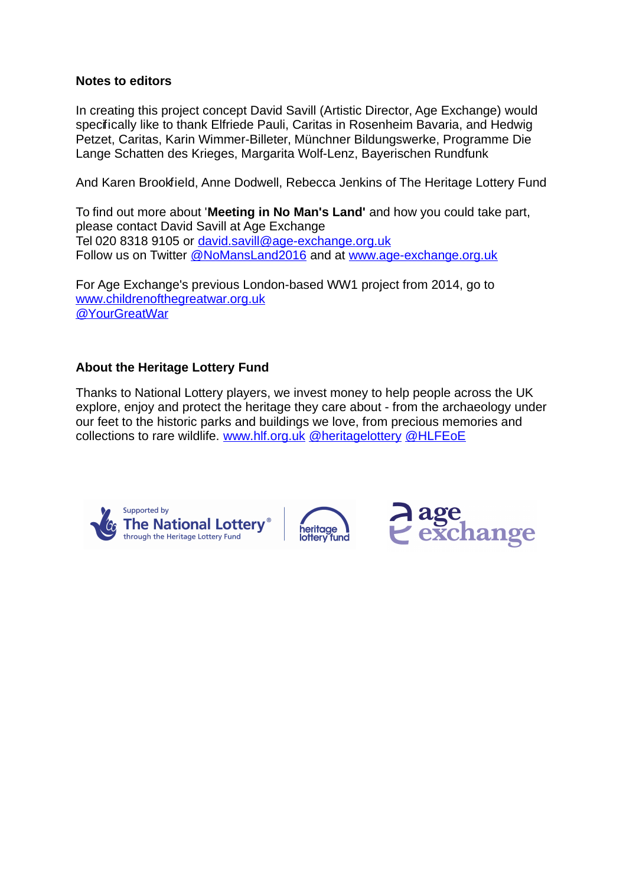**Notes to editors**

In creating this project concept David Savill (Artistic Director, Age Exchange) would specifically like to thank Elfriede Pauli, Caritas in Rosenheim Bavaria, and Hedwig Petzet, Caritas, Karin Wimmer-Billeter, Münchner Bildungswerke, Programme Die Lange Schatten des Krieges, Margarita Wolf-Lenz, Bayerischen Rundfunk

And Karen Brookfield, Anne Dodwell, Rebecca Jenkins of The Heritage Lottery Fund

To find out more about '**Meeting in No Man's Land'** and how you could take part, please contact David Savill at Age Exchange
Tel 020 8318 9105 or david.savill@age-exchange.org.uk
Follow us on Twitter @NoMansLand2016 and at www.age-exchange.org.uk

For Age Exchange's previous London-based WW1 project from 2014, go to www.childrenofthegreatwar.org.uk
@YourGreatWar

**About the Heritage Lottery Fund**

Thanks to National Lottery players, we invest money to help people across the UK explore, enjoy and protect the heritage they care about - from the archaeology under our feet to the historic parks and buildings we love, from precious memories and collections to rare wildlife. www.hlf.org.uk @heritagelottery @HLFEoE

Supported by The National Lottery® through the Heritage Lottery Fund

heritage lottery fund

age exchange